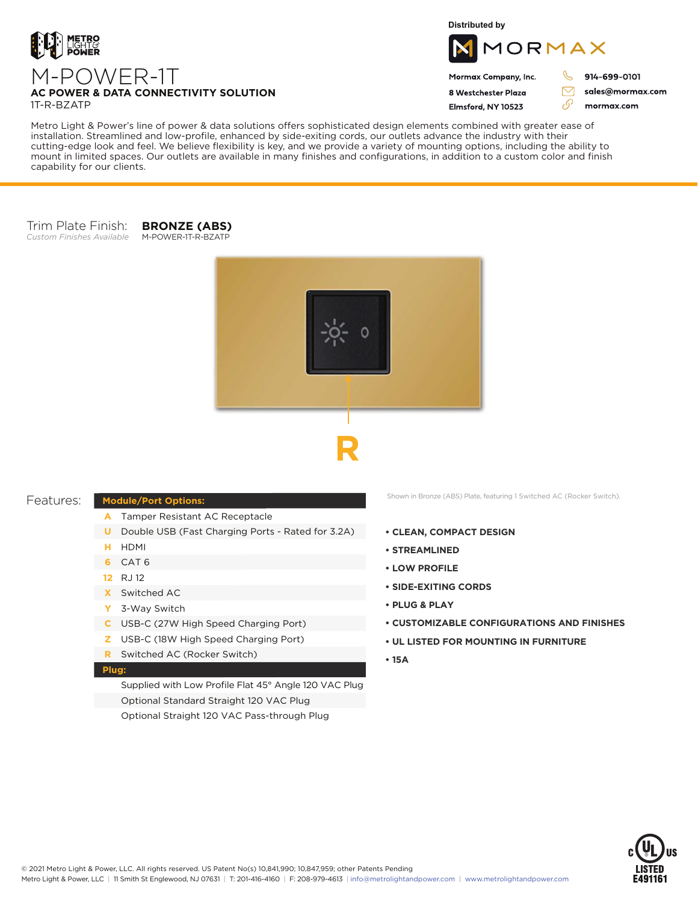METRO LIGHT & POWER

# M-POWER-1T

**AC POWER & DATA CONNECTIVITY SOLUTION**

1T-R-BZATP

Distributed by

MORMAX

**Mormax Company, Inc.**
**8 Westchester Plaza**
**Elmsford, NY 10523**

**914-699-0101**
**sales@mormax.com**
**mormax.com**

Metro Light & Power's line of power & data solutions offers sophisticated design elements combined with greater ease of installation. Streamlined and low-profile, enhanced by side-exiting cords, our outlets advance the industry with their cutting-edge look and feel. We believe flexibility is key, and we provide a variety of mounting options, including the ability to mount in limited spaces. Our outlets are available in many finishes and configurations, in addition to a custom color and finish capability for our clients.

Trim Plate Finish: **BRONZE (ABS)**
*Custom Finishes Available* M-POWER-1T-R-BZATP

**R**

Shown in Bronze (ABS) Plate, featuring 1 Switched AC (Rocker Switch).

## Features:

| **Module/Port Options:** | |
|---|---|
| A | Tamper Resistant AC Receptacle |
| U | Double USB (Fast Charging Ports - Rated for 3.2A) |
| H | HDMI |
| 6 | CAT 6 |
| 12 | RJ 12 |
| X | Switched AC |
| Y | 3-Way Switch |
| C | USB-C (27W High Speed Charging Port) |
| Z | USB-C (18W High Speed Charging Port) |
| R | Switched AC (Rocker Switch) |
| **Plug:** | |
| | Supplied with Low Profile Flat 45° Angle 120 VAC Plug |
| | Optional Standard Straight 120 VAC Plug |
| | Optional Straight 120 VAC Pass-through Plug |

- **CLEAN, COMPACT DESIGN**
- **STREAMLINED**
- **LOW PROFILE**
- **SIDE-EXITING CORDS**
- **PLUG & PLAY**
- **CUSTOMIZABLE CONFIGURATIONS AND FINISHES**
- **UL LISTED FOR MOUNTING IN FURNITURE**
- **15A**

c UL us LISTED E491161

© 2021 Metro Light & Power, LLC. All rights reserved. US Patent No(s) 10,841,990; 10,847,959; other Patents Pending
Metro Light & Power, LLC | 11 Smith St Englewood, NJ 07631 | T: 201-416-4160 | F: 208-979-4613 | info@metrolightandpower.com | www.metrolightandpower.com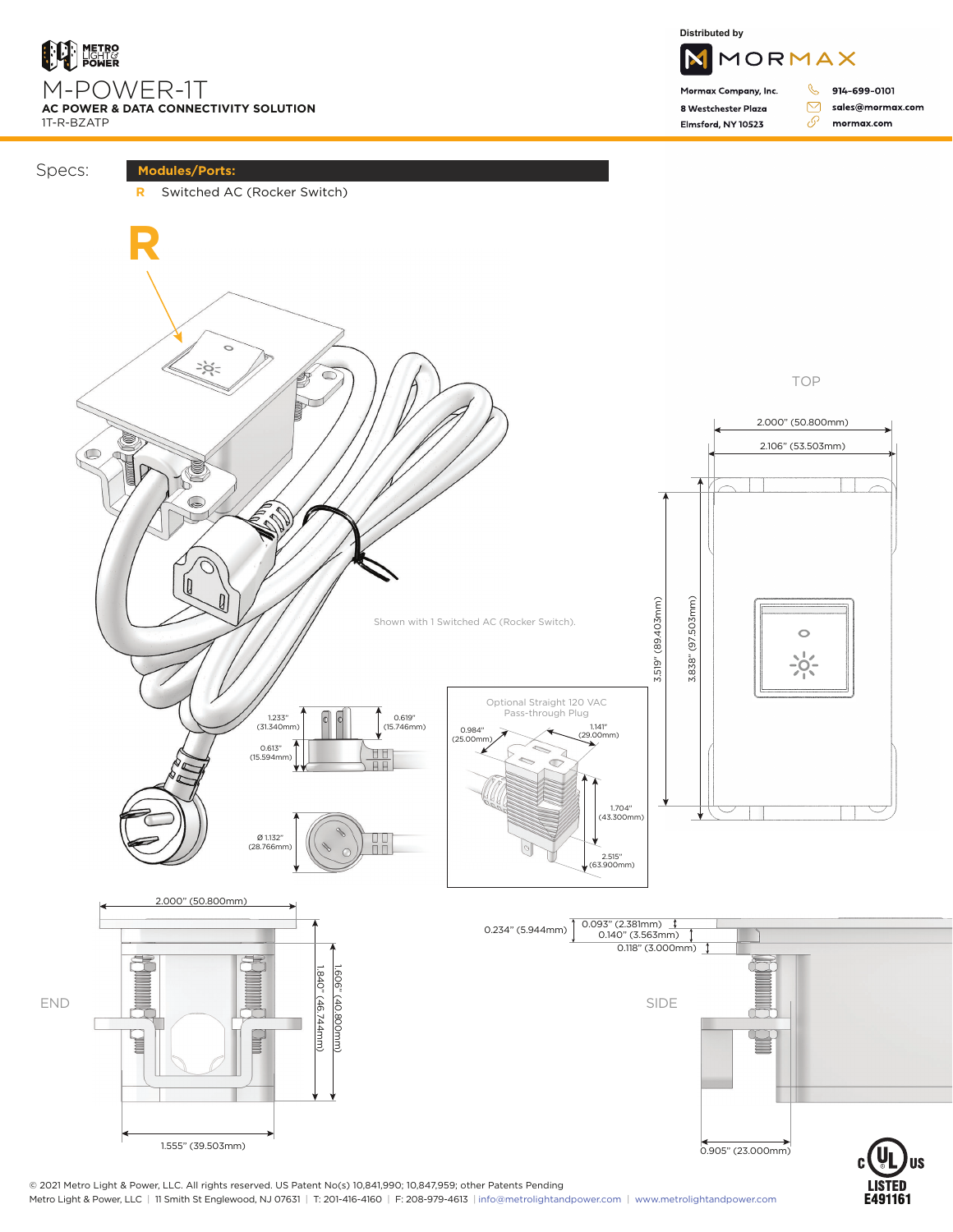# M-POWER-1T

**AC POWER & DATA CONNECTIVITY SOLUTION**

1T-R-BZATP

Distributed by

MORMAX

Mormax Company, Inc.
8 Westchester Plaza
Elmsford, NY 10523

914-699-0101
sales@mormax.com
mormax.com

Specs:

**Modules/Ports:**

R Switched AC (Rocker Switch)

R

Shown with 1 Switched AC (Rocker Switch).

1.233" (31.340mm)
0.619" (15.746mm)
0.613" (15.594mm)
Ø 1.132" (28.766mm)

Optional Straight 120 VAC Pass-through Plug

0.984" (25.00mm)
1.141" (29.00mm)
1.704" (43.300mm)
2.515" (63.900mm)

TOP

2.000" (50.800mm)
2.106" (53.503mm)
3.519" (89.403mm)
3.838" (97.503mm)

END

2.000" (50.800mm)
1.840" (46.744mm)
1.606" (40.800mm)
1.555" (39.503mm)

SIDE

0.234" (5.944mm)
0.093" (2.381mm)
0.140" (3.563mm)
0.118" (3.000mm)
0.905" (23.000mm)

c UL us LISTED E491161

© 2021 Metro Light & Power, LLC. All rights reserved. US Patent No(s) 10,841,990; 10,847,959; other Patents Pending

Metro Light & Power, LLC | 11 Smith St Englewood, NJ 07631 | T: 201-416-4160 | F: 208-979-4613 | info@metrolightandpower.com | www.metrolightandpower.com